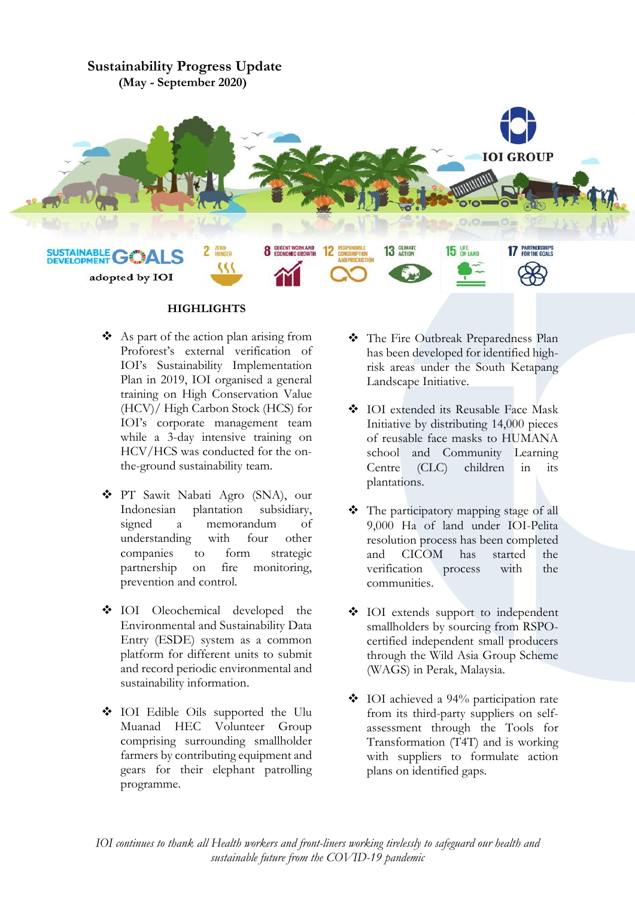# Sustainability Progress Update

**(May - September 2020)**

IOI GROUP

SUSTAINABLE DEVELOPMENT GOALS adopted by IOI

2 ZERO HUNGER | 8 DECENT WORK AND ECONOMIC GROWTH | 12 RESPONSIBLE CONSUMPTION AND PRODUCTION | 13 CLIMATE ACTION | 15 LIFE ON LAND | 17 PARTNERSHIPS FOR THE GOALS

## HIGHLIGHTS

- As part of the action plan arising from Proforest's external verification of IOI's Sustainability Implementation Plan in 2019, IOI organised a general training on High Conservation Value (HCV)/ High Carbon Stock (HCS) for IOI's corporate management team while a 3-day intensive training on HCV/HCS was conducted for the on-the-ground sustainability team.

- PT Sawit Nabati Agro (SNA), our Indonesian plantation subsidiary, signed a memorandum of understanding with four other companies to form strategic partnership on fire monitoring, prevention and control.

- IOI Oleochemical developed the Environmental and Sustainability Data Entry (ESDE) system as a common platform for different units to submit and record periodic environmental and sustainability information.

- IOI Edible Oils supported the Ulu Muanad HEC Volunteer Group comprising surrounding smallholder farmers by contributing equipment and gears for their elephant patrolling programme.

- The Fire Outbreak Preparedness Plan has been developed for identified high-risk areas under the South Ketapang Landscape Initiative.

- IOI extended its Reusable Face Mask Initiative by distributing 14,000 pieces of reusable face masks to HUMANA school and Community Learning Centre (CLC) children in its plantations.

- The participatory mapping stage of all 9,000 Ha of land under IOI-Pelita resolution process has been completed and CICOM has started the verification process with the communities.

- IOI extends support to independent smallholders by sourcing from RSPO-certified independent small producers through the Wild Asia Group Scheme (WAGS) in Perak, Malaysia.

- IOI achieved a 94% participation rate from its third-party suppliers on self-assessment through the Tools for Transformation (T4T) and is working with suppliers to formulate action plans on identified gaps.

*IOI continues to thank all Health workers and front-liners working tirelessly to safeguard our health and sustainable future from the COVID-19 pandemic*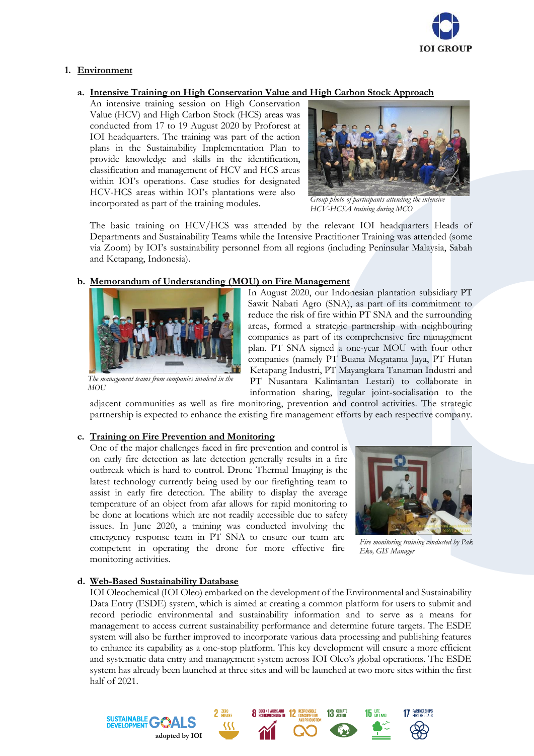## 1. Environment

### a. Intensive Training on High Conservation Value and High Carbon Stock Approach

An intensive training session on High Conservation Value (HCV) and High Carbon Stock (HCS) areas was conducted from 17 to 19 August 2020 by Proforest at IOI headquarters. The training was part of the action plans in the Sustainability Implementation Plan to provide knowledge and skills in the identification, classification and management of HCV and HCS areas within IOI's operations. Case studies for designated HCV-HCS areas within IOI's plantations were also incorporated as part of the training modules.

*Group photo of participants attending the intensive HCV-HCSA training during MCO*

The basic training on HCV/HCS was attended by the relevant IOI headquarters Heads of Departments and Sustainability Teams while the Intensive Practitioner Training was attended (some via Zoom) by IOI's sustainability personnel from all regions (including Peninsular Malaysia, Sabah and Ketapang, Indonesia).

### b. Memorandum of Understanding (MOU) on Fire Management

*The management teams from companies involved in the MOU*

In August 2020, our Indonesian plantation subsidiary PT Sawit Nabati Agro (SNA), as part of its commitment to reduce the risk of fire within PT SNA and the surrounding areas, formed a strategic partnership with neighbouring companies as part of its comprehensive fire management plan. PT SNA signed a one-year MOU with four other companies (namely PT Buana Megatama Jaya, PT Hutan Ketapang Industri, PT Mayangkara Tanaman Industri and PT Nusantara Kalimantan Lestari) to collaborate in information sharing, regular joint-socialisation to the adjacent communities as well as fire monitoring, prevention and control activities. The strategic partnership is expected to enhance the existing fire management efforts by each respective company.

### c. Training on Fire Prevention and Monitoring

One of the major challenges faced in fire prevention and control is on early fire detection as late detection generally results in a fire outbreak which is hard to control. Drone Thermal Imaging is the latest technology currently being used by our firefighting team to assist in early fire detection. The ability to display the average temperature of an object from afar allows for rapid monitoring to be done at locations which are not readily accessible due to safety issues. In June 2020, a training was conducted involving the emergency response team in PT SNA to ensure our team are competent in operating the drone for more effective fire monitoring activities.

*Fire monitoring training conducted by Pak Eko, GIS Manager*

### d. Web-Based Sustainability Database

IOI Oleochemical (IOI Oleo) embarked on the development of the Environmental and Sustainability Data Entry (ESDE) system, which is aimed at creating a common platform for users to submit and record periodic environmental and sustainability information and to serve as a means for management to access current sustainability performance and determine future targets. The ESDE system will also be further improved to incorporate various data processing and publishing features to enhance its capability as a one-stop platform. This key development will ensure a more efficient and systematic data entry and management system across IOI Oleo's global operations. The ESDE system has already been launched at three sites and will be launched at two more sites within the first half of 2021.

SUSTAINABLE DEVELOPMENT GOALS adopted by IOI: 2 ZERO HUNGER; 8 DECENT WORK AND ECONOMIC GROWTH; 12 RESPONSIBLE CONSUMPTION AND PRODUCTION; 13 CLIMATE ACTION; 15 LIFE ON LAND; 17 PARTNERSHIPS FOR THE GOALS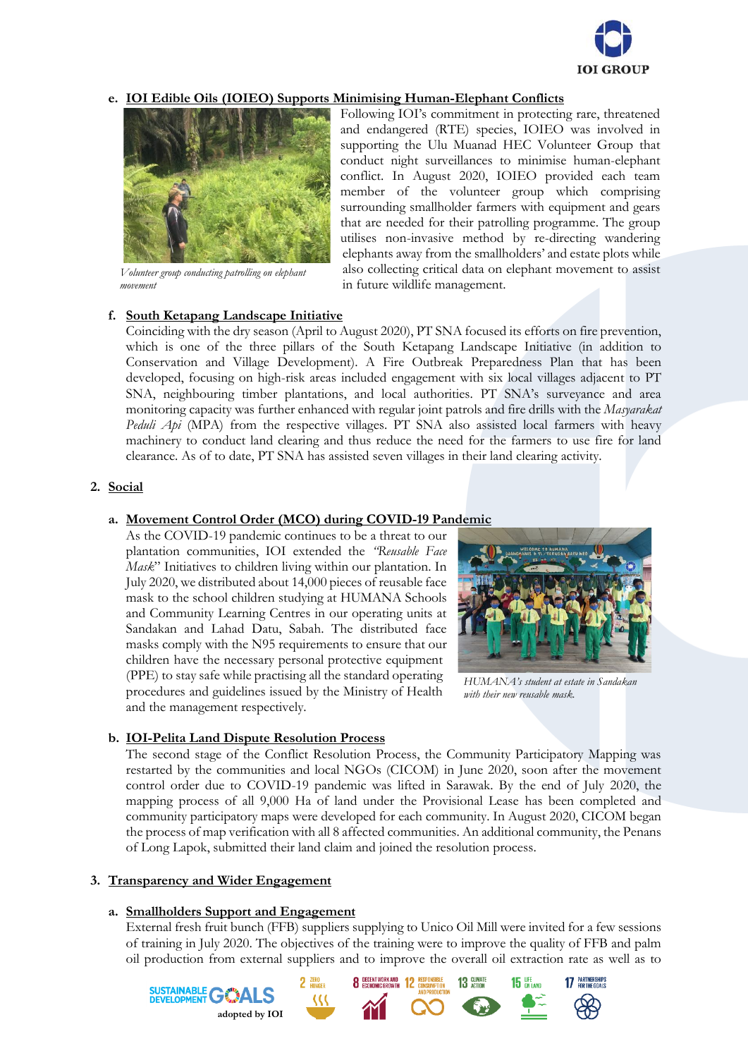**e. IOI Edible Oils (IOIEO) Supports Minimising Human-Elephant Conflicts**

Following IOI's commitment in protecting rare, threatened and endangered (RTE) species, IOIEO was involved in supporting the Ulu Muanad HEC Volunteer Group that conduct night surveillances to minimise human-elephant conflict. In August 2020, IOIEO provided each team member of the volunteer group which comprising surrounding smallholder farmers with equipment and gears that are needed for their patrolling programme. The group utilises non-invasive method by re-directing wandering elephants away from the smallholders' and estate plots while also collecting critical data on elephant movement to assist in future wildlife management.

*Volunteer group conducting patrolling on elephant movement*

**f. South Ketapang Landscape Initiative**

Coinciding with the dry season (April to August 2020), PT SNA focused its efforts on fire prevention, which is one of the three pillars of the South Ketapang Landscape Initiative (in addition to Conservation and Village Development). A Fire Outbreak Preparedness Plan that has been developed, focusing on high-risk areas included engagement with six local villages adjacent to PT SNA, neighbouring timber plantations, and local authorities. PT SNA's surveyance and area monitoring capacity was further enhanced with regular joint patrols and fire drills with the *Masyarakat Peduli Api* (MPA) from the respective villages. PT SNA also assisted local farmers with heavy machinery to conduct land clearing and thus reduce the need for the farmers to use fire for land clearance. As of to date, PT SNA has assisted seven villages in their land clearing activity.

## 2. Social

**a. Movement Control Order (MCO) during COVID-19 Pandemic**

As the COVID-19 pandemic continues to be a threat to our plantation communities, IOI extended the *"Reusable Face Mask"* Initiatives to children living within our plantation. In July 2020, we distributed about 14,000 pieces of reusable face mask to the school children studying at HUMANA Schools and Community Learning Centres in our operating units at Sandakan and Lahad Datu, Sabah. The distributed face masks comply with the N95 requirements to ensure that our children have the necessary personal protective equipment (PPE) to stay safe while practising all the standard operating procedures and guidelines issued by the Ministry of Health and the management respectively.

*HUMANA's student at estate in Sandakan with their new reusable mask.*

**b. IOI-Pelita Land Dispute Resolution Process**

The second stage of the Conflict Resolution Process, the Community Participatory Mapping was restarted by the communities and local NGOs (CICOM) in June 2020, soon after the movement control order due to COVID-19 pandemic was lifted in Sarawak. By the end of July 2020, the mapping process of all 9,000 Ha of land under the Provisional Lease has been completed and community participatory maps were developed for each community. In August 2020, CICOM began the process of map verification with all 8 affected communities. An additional community, the Penans of Long Lapok, submitted their land claim and joined the resolution process.

## 3. Transparency and Wider Engagement

**a. Smallholders Support and Engagement**

External fresh fruit bunch (FFB) suppliers supplying to Unico Oil Mill were invited for a few sessions of training in July 2020. The objectives of the training were to improve the quality of FFB and palm oil production from external suppliers and to improve the overall oil extraction rate as well as to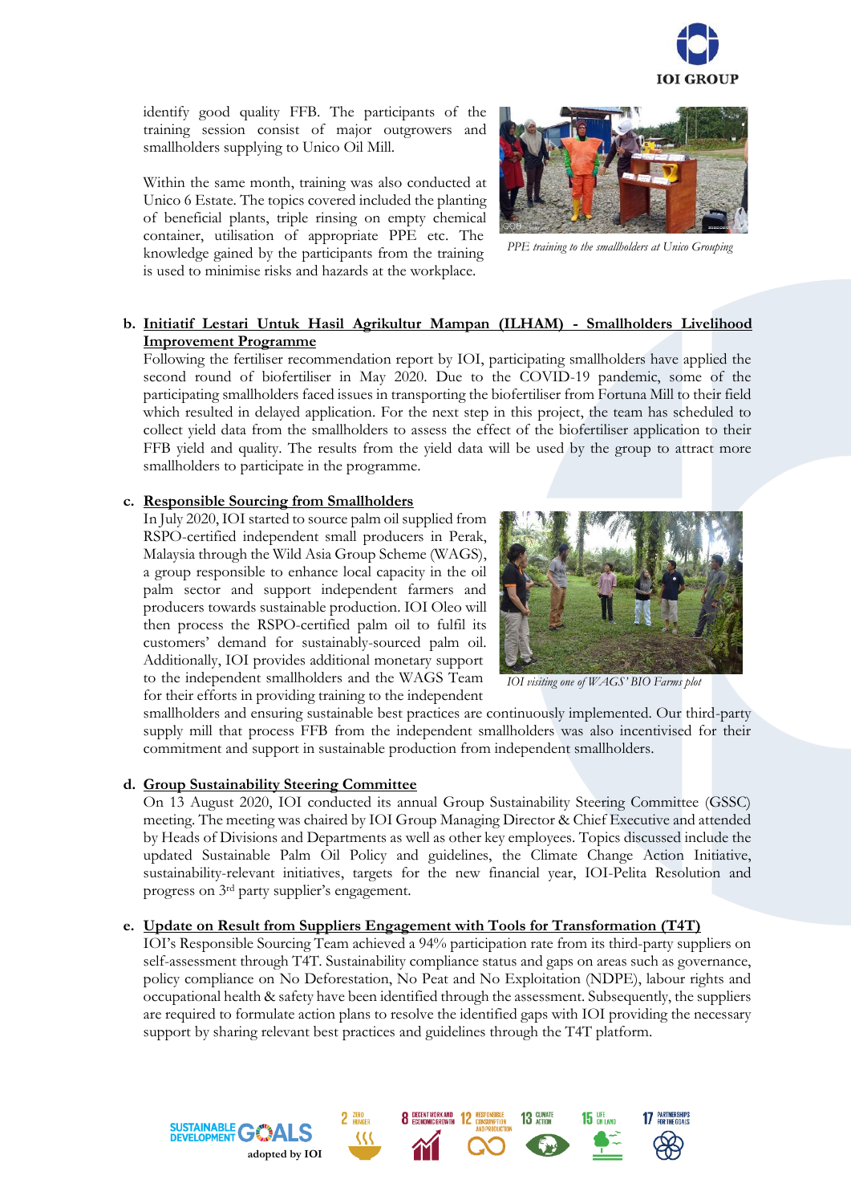identify good quality FFB. The participants of the training session consist of major outgrowers and smallholders supplying to Unico Oil Mill.

Within the same month, training was also conducted at Unico 6 Estate. The topics covered included the planting of beneficial plants, triple rinsing on empty chemical container, utilisation of appropriate PPE etc. The knowledge gained by the participants from the training is used to minimise risks and hazards at the workplace.

*PPE training to the smallholders at Unico Grouping*

**b. Initiatif Lestari Untuk Hasil Agrikultur Mampan (ILHAM) - Smallholders Livelihood Improvement Programme**

Following the fertiliser recommendation report by IOI, participating smallholders have applied the second round of biofertiliser in May 2020. Due to the COVID-19 pandemic, some of the participating smallholders faced issues in transporting the biofertiliser from Fortuna Mill to their field which resulted in delayed application. For the next step in this project, the team has scheduled to collect yield data from the smallholders to assess the effect of the biofertiliser application to their FFB yield and quality. The results from the yield data will be used by the group to attract more smallholders to participate in the programme.

**c. Responsible Sourcing from Smallholders**

In July 2020, IOI started to source palm oil supplied from RSPO-certified independent small producers in Perak, Malaysia through the Wild Asia Group Scheme (WAGS), a group responsible to enhance local capacity in the oil palm sector and support independent farmers and producers towards sustainable production. IOI Oleo will then process the RSPO-certified palm oil to fulfil its customers' demand for sustainably-sourced palm oil. Additionally, IOI provides additional monetary support to the independent smallholders and the WAGS Team for their efforts in providing training to the independent smallholders and ensuring sustainable best practices are continuously implemented. Our third-party supply mill that process FFB from the independent smallholders was also incentivised for their commitment and support in sustainable production from independent smallholders.

*IOI visiting one of WAGS' BIO Farms plot*

**d. Group Sustainability Steering Committee**

On 13 August 2020, IOI conducted its annual Group Sustainability Steering Committee (GSSC) meeting. The meeting was chaired by IOI Group Managing Director & Chief Executive and attended by Heads of Divisions and Departments as well as other key employees. Topics discussed include the updated Sustainable Palm Oil Policy and guidelines, the Climate Change Action Initiative, sustainability-relevant initiatives, targets for the new financial year, IOI-Pelita Resolution and progress on 3rd party supplier's engagement.

**e. Update on Result from Suppliers Engagement with Tools for Transformation (T4T)**

IOI's Responsible Sourcing Team achieved a 94% participation rate from its third-party suppliers on self-assessment through T4T. Sustainability compliance status and gaps on areas such as governance, policy compliance on No Deforestation, No Peat and No Exploitation (NDPE), labour rights and occupational health & safety have been identified through the assessment. Subsequently, the suppliers are required to formulate action plans to resolve the identified gaps with IOI providing the necessary support by sharing relevant best practices and guidelines through the T4T platform.